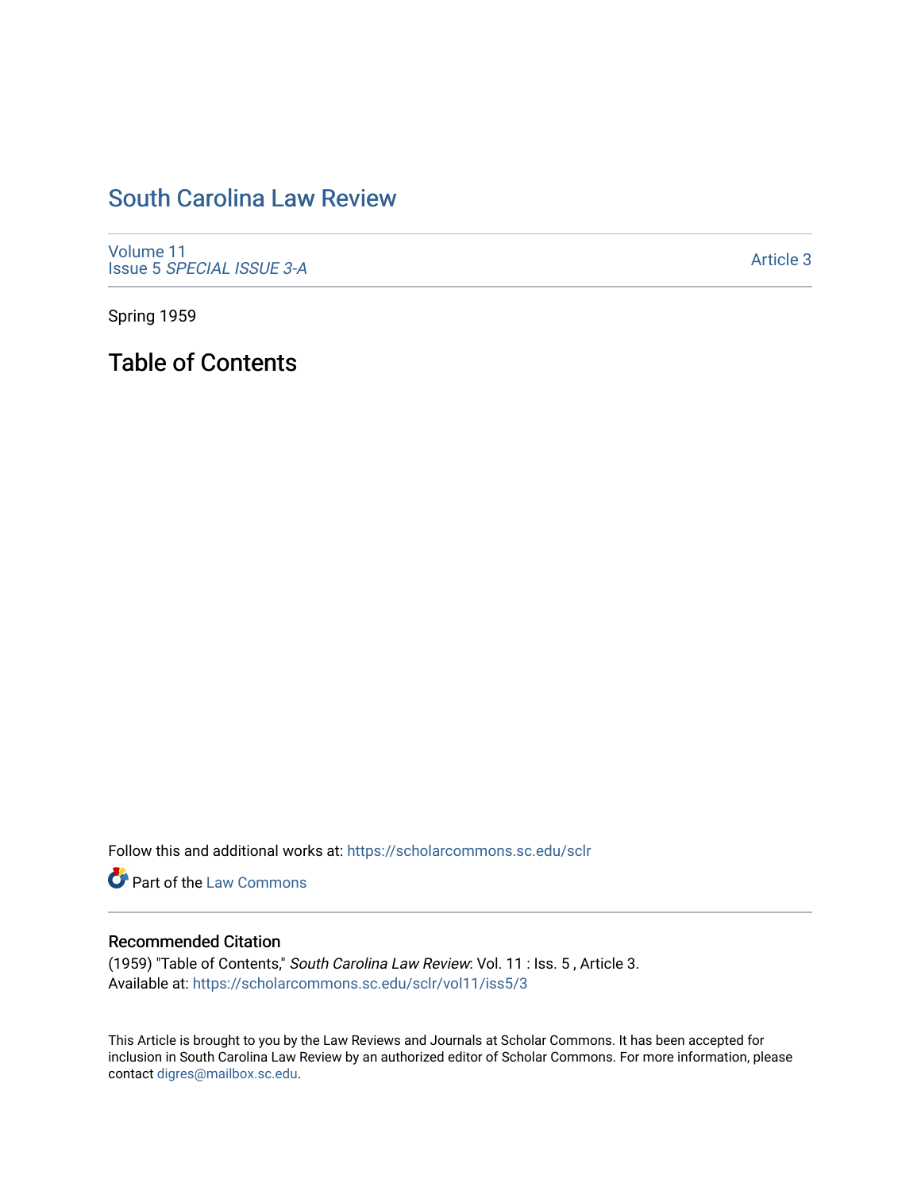# South Carolina Law Review

Volume 11
Issue 5 *SPECIAL ISSUE 3-A*

Article 3

Spring 1959

## Table of Contents

Follow this and additional works at: https://scholarcommons.sc.edu/sclr

Part of the Law Commons

### Recommended Citation

(1959) "Table of Contents," *South Carolina Law Review*: Vol. 11 : Iss. 5 , Article 3.
Available at: https://scholarcommons.sc.edu/sclr/vol11/iss5/3

This Article is brought to you by the Law Reviews and Journals at Scholar Commons. It has been accepted for inclusion in South Carolina Law Review by an authorized editor of Scholar Commons. For more information, please contact digres@mailbox.sc.edu.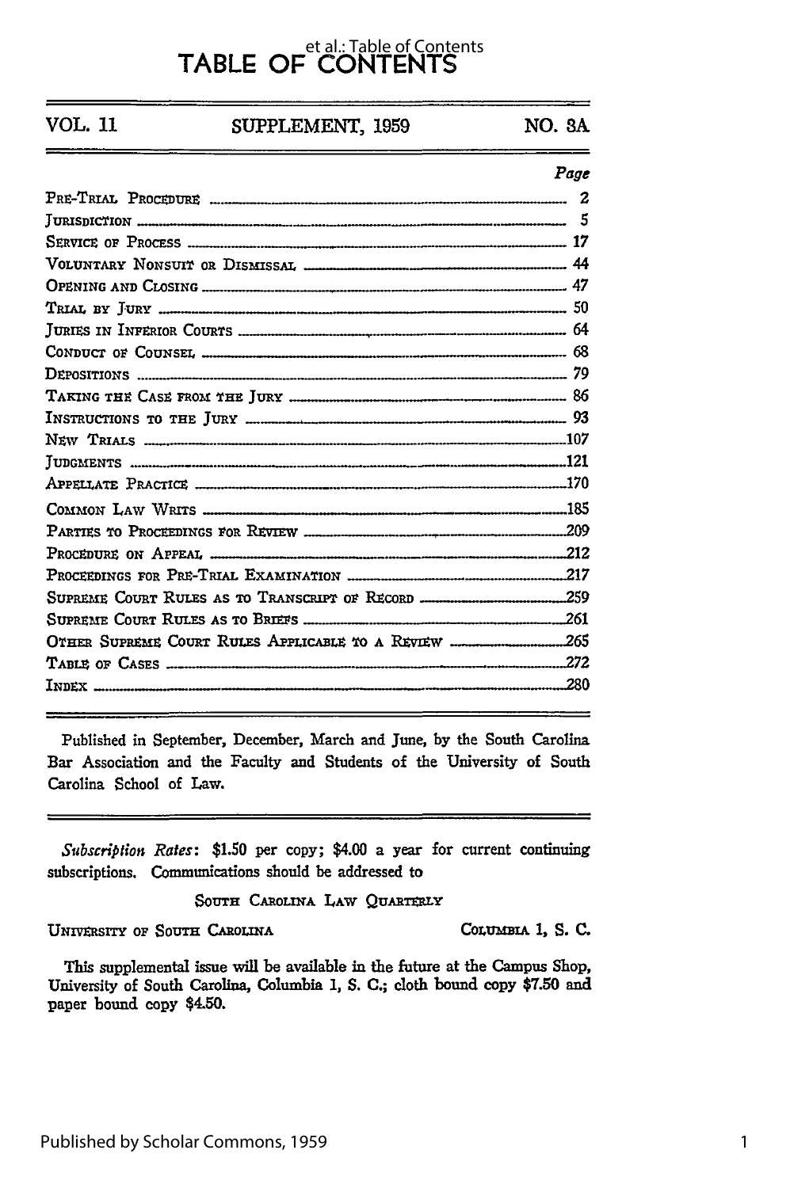# TABLE OF CONTENTS

| VOL. 11 | SUPPLEMENT, 1959 | NO. 3A |
|---|---|---|

| | Page |
|---|---|
| PRE-TRIAL PROCEDURE | 2 |
| JURISDICTION | 5 |
| SERVICE OF PROCESS | 17 |
| VOLUNTARY NONSUIT OR DISMISSAL | 44 |
| OPENING AND CLOSING | 47 |
| TRIAL BY JURY | 50 |
| JURIES IN INFERIOR COURTS | 64 |
| CONDUCT OF COUNSEL | 68 |
| DEPOSITIONS | 79 |
| TAKING THE CASE FROM THE JURY | 86 |
| INSTRUCTIONS TO THE JURY | 93 |
| NEW TRIALS | 107 |
| JUDGMENTS | 121 |
| APPELLATE PRACTICE | 170 |
| COMMON LAW WRITS | 185 |
| PARTIES TO PROCEEDINGS FOR REVIEW | 209 |
| PROCEDURE ON APPEAL | 212 |
| PROCEEDINGS FOR PRE-TRIAL EXAMINATION | 217 |
| SUPREME COURT RULES AS TO TRANSCRIPT OF RECORD | 259 |
| SUPREME COURT RULES AS TO BRIEFS | 261 |
| OTHER SUPREME COURT RULES APPLICABLE TO A REVIEW | 265 |
| TABLE OF CASES | 272 |
| INDEX | 280 |

Published in September, December, March and June, by the South Carolina Bar Association and the Faculty and Students of the University of South Carolina School of Law.

*Subscription Rates*: $1.50 per copy; $4.00 a year for current continuing subscriptions. Communications should be addressed to

SOUTH CAROLINA LAW QUARTERLY

UNIVERSITY OF SOUTH CAROLINA — COLUMBIA 1, S. C.

This supplemental issue will be available in the future at the Campus Shop, University of South Carolina, Columbia 1, S. C.; cloth bound copy $7.50 and paper bound copy $4.50.